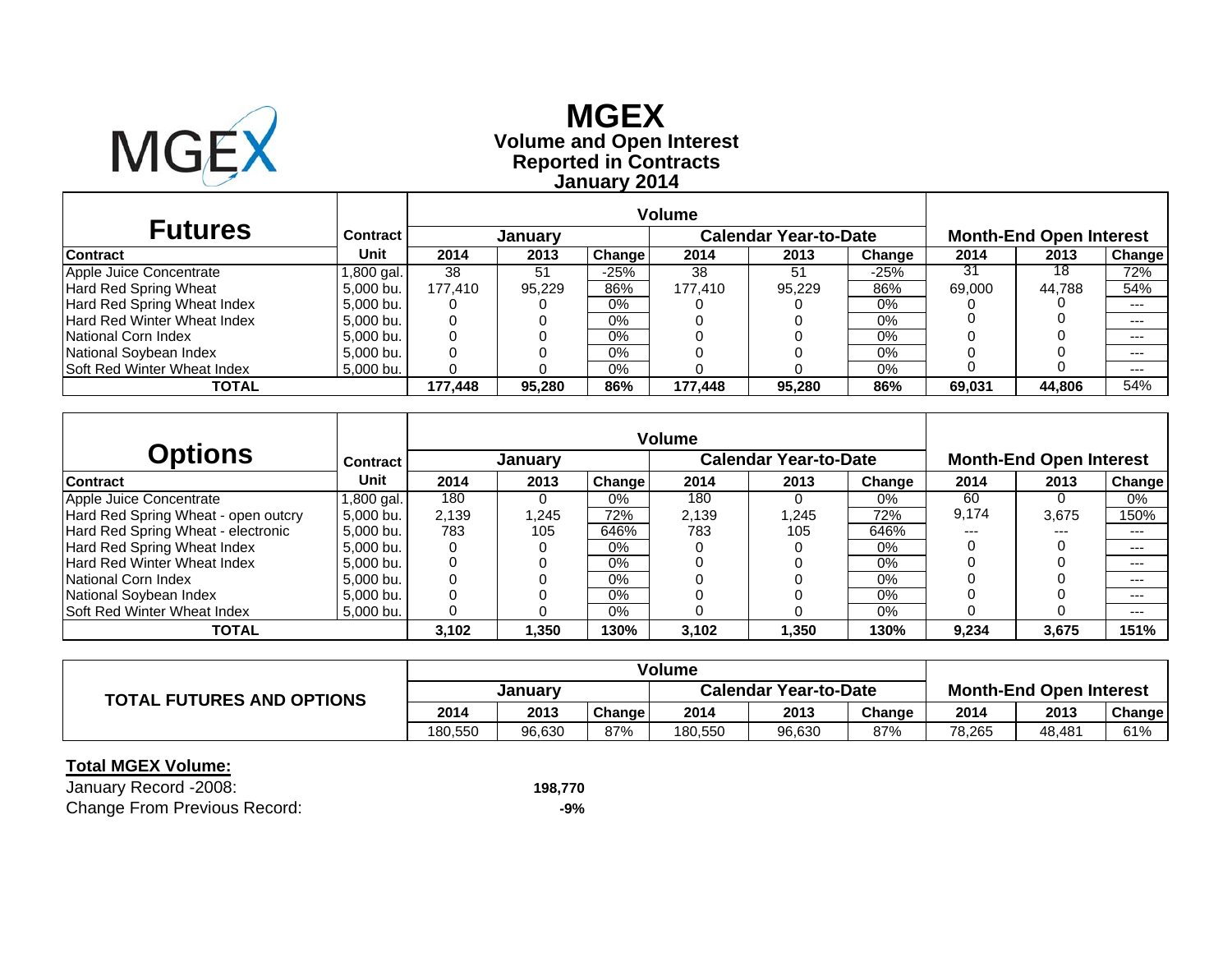# MGEX

## Volume and Open Interest
## Reported in Contracts
## January 2014

| Futures | Contract | Volume | | | | | | Month-End Open Interest | | |
|---|---|---|---|---|---|---|---|---|---|---|
| | | January | | | Calendar Year-to-Date | | | | | |
| Contract | Unit | 2014 | 2013 | Change | 2014 | 2013 | Change | 2014 | 2013 | Change |
| Apple Juice Concentrate | 1,800 gal. | 38 | 51 | -25% | 38 | 51 | -25% | 31 | 18 | 72% |
| Hard Red Spring Wheat | 5,000 bu. | 177,410 | 95,229 | 86% | 177,410 | 95,229 | 86% | 69,000 | 44,788 | 54% |
| Hard Red Spring Wheat Index | 5,000 bu. | 0 | 0 | 0% | 0 | 0 | 0% | 0 | 0 | --- |
| Hard Red Winter Wheat Index | 5,000 bu. | 0 | 0 | 0% | 0 | 0 | 0% | 0 | 0 | --- |
| National Corn Index | 5,000 bu. | 0 | 0 | 0% | 0 | 0 | 0% | 0 | 0 | --- |
| National Soybean Index | 5,000 bu. | 0 | 0 | 0% | 0 | 0 | 0% | 0 | 0 | --- |
| Soft Red Winter Wheat Index | 5,000 bu. | 0 | 0 | 0% | 0 | 0 | 0% | 0 | 0 | --- |
| **TOTAL** | | **177,448** | **95,280** | **86%** | **177,448** | **95,280** | **86%** | **69,031** | **44,806** | 54% |

| Options | Contract | Volume | | | | | | Month-End Open Interest | | |
|---|---|---|---|---|---|---|---|---|---|---|
| | | January | | | Calendar Year-to-Date | | | | | |
| Contract | Unit | 2014 | 2013 | Change | 2014 | 2013 | Change | 2014 | 2013 | Change |
| Apple Juice Concentrate | 1,800 gal. | 180 | 0 | 0% | 180 | 0 | 0% | 60 | 0 | 0% |
| Hard Red Spring Wheat - open outcry | 5,000 bu. | 2,139 | 1,245 | 72% | 2,139 | 1,245 | 72% | 9,174 | 3,675 | 150% |
| Hard Red Spring Wheat - electronic | 5,000 bu. | 783 | 105 | 646% | 783 | 105 | 646% | --- | --- | --- |
| Hard Red Spring Wheat Index | 5,000 bu. | 0 | 0 | 0% | 0 | 0 | 0% | 0 | 0 | --- |
| Hard Red Winter Wheat Index | 5,000 bu. | 0 | 0 | 0% | 0 | 0 | 0% | 0 | 0 | --- |
| National Corn Index | 5,000 bu. | 0 | 0 | 0% | 0 | 0 | 0% | 0 | 0 | --- |
| National Soybean Index | 5,000 bu. | 0 | 0 | 0% | 0 | 0 | 0% | 0 | 0 | --- |
| Soft Red Winter Wheat Index | 5,000 bu. | 0 | 0 | 0% | 0 | 0 | 0% | 0 | 0 | --- |
| **TOTAL** | | **3,102** | **1,350** | **130%** | **3,102** | **1,350** | **130%** | **9,234** | **3,675** | **151%** |

| TOTAL FUTURES AND OPTIONS | Volume | | | | | | Month-End Open Interest | | |
|---|---|---|---|---|---|---|---|---|---|
| | January | | | Calendar Year-to-Date | | | | | |
| | 2014 | 2013 | Change | 2014 | 2013 | Change | 2014 | 2013 | Change |
| | 180,550 | 96,630 | 87% | 180,550 | 96,630 | 87% | 78,265 | 48,481 | 61% |

**Total MGEX Volume:**

January Record -2008: **198,770**

Change From Previous Record: **-9%**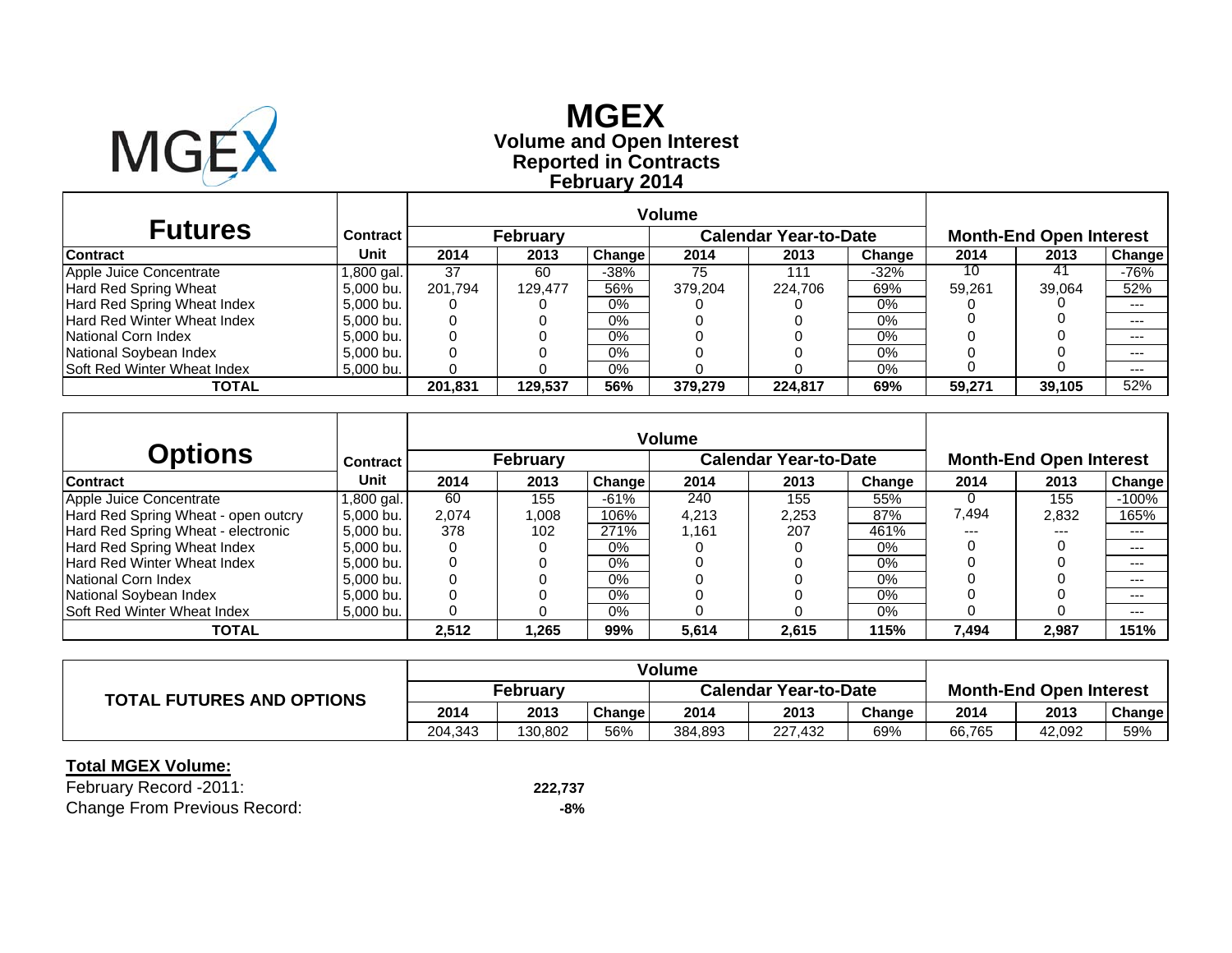# MGEX

**Volume and Open Interest**
**Reported in Contracts**
**February 2014**

| Futures | Contract | Volume | | | | | | Month-End Open Interest | | |
|---|---|---|---|---|---|---|---|---|---|---|
| | | February | | | Calendar Year-to-Date | | | | | |
| **Contract** | **Unit** | **2014** | **2013** | **Change** | **2014** | **2013** | **Change** | **2014** | **2013** | **Change** |
| Apple Juice Concentrate | 1,800 gal. | 37 | 60 | -38% | 75 | 111 | -32% | 10 | 41 | -76% |
| Hard Red Spring Wheat | 5,000 bu. | 201,794 | 129,477 | 56% | 379,204 | 224,706 | 69% | 59,261 | 39,064 | 52% |
| Hard Red Spring Wheat Index | 5,000 bu. | 0 | 0 | 0% | 0 | 0 | 0% | 0 | 0 | --- |
| Hard Red Winter Wheat Index | 5,000 bu. | 0 | 0 | 0% | 0 | 0 | 0% | 0 | 0 | --- |
| National Corn Index | 5,000 bu. | 0 | 0 | 0% | 0 | 0 | 0% | 0 | 0 | --- |
| National Soybean Index | 5,000 bu. | 0 | 0 | 0% | 0 | 0 | 0% | 0 | 0 | --- |
| Soft Red Winter Wheat Index | 5,000 bu. | 0 | 0 | 0% | 0 | 0 | 0% | 0 | 0 | --- |
| **TOTAL** | | **201,831** | **129,537** | **56%** | **379,279** | **224,817** | **69%** | **59,271** | **39,105** | 52% |

| Options | Contract | Volume | | | | | | Month-End Open Interest | | |
|---|---|---|---|---|---|---|---|---|---|---|
| | | February | | | Calendar Year-to-Date | | | | | |
| **Contract** | **Unit** | **2014** | **2013** | **Change** | **2014** | **2013** | **Change** | **2014** | **2013** | **Change** |
| Apple Juice Concentrate | 1,800 gal. | 60 | 155 | -61% | 240 | 155 | 55% | 0 | 155 | -100% |
| Hard Red Spring Wheat - open outcry | 5,000 bu. | 2,074 | 1,008 | 106% | 4,213 | 2,253 | 87% | 7,494 | 2,832 | 165% |
| Hard Red Spring Wheat - electronic | 5,000 bu. | 378 | 102 | 271% | 1,161 | 207 | 461% | --- | --- | --- |
| Hard Red Spring Wheat Index | 5,000 bu. | 0 | 0 | 0% | 0 | 0 | 0% | 0 | 0 | --- |
| Hard Red Winter Wheat Index | 5,000 bu. | 0 | 0 | 0% | 0 | 0 | 0% | 0 | 0 | --- |
| National Corn Index | 5,000 bu. | 0 | 0 | 0% | 0 | 0 | 0% | 0 | 0 | --- |
| National Soybean Index | 5,000 bu. | 0 | 0 | 0% | 0 | 0 | 0% | 0 | 0 | --- |
| Soft Red Winter Wheat Index | 5,000 bu. | 0 | 0 | 0% | 0 | 0 | 0% | 0 | 0 | --- |
| **TOTAL** | | **2,512** | **1,265** | **99%** | **5,614** | **2,615** | **115%** | **7,494** | **2,987** | **151%** |

| TOTAL FUTURES AND OPTIONS | Volume | | | | | | Month-End Open Interest | | |
|---|---|---|---|---|---|---|---|---|---|
| | February | | | Calendar Year-to-Date | | | | | |
| | **2014** | **2013** | **Change** | **2014** | **2013** | **Change** | **2014** | **2013** | **Change** |
| | 204,343 | 130,802 | 56% | 384,893 | 227,432 | 69% | 66,765 | 42,092 | 59% |

**Total MGEX Volume:**

February Record -2011: **222,737**

Change From Previous Record: **-8%**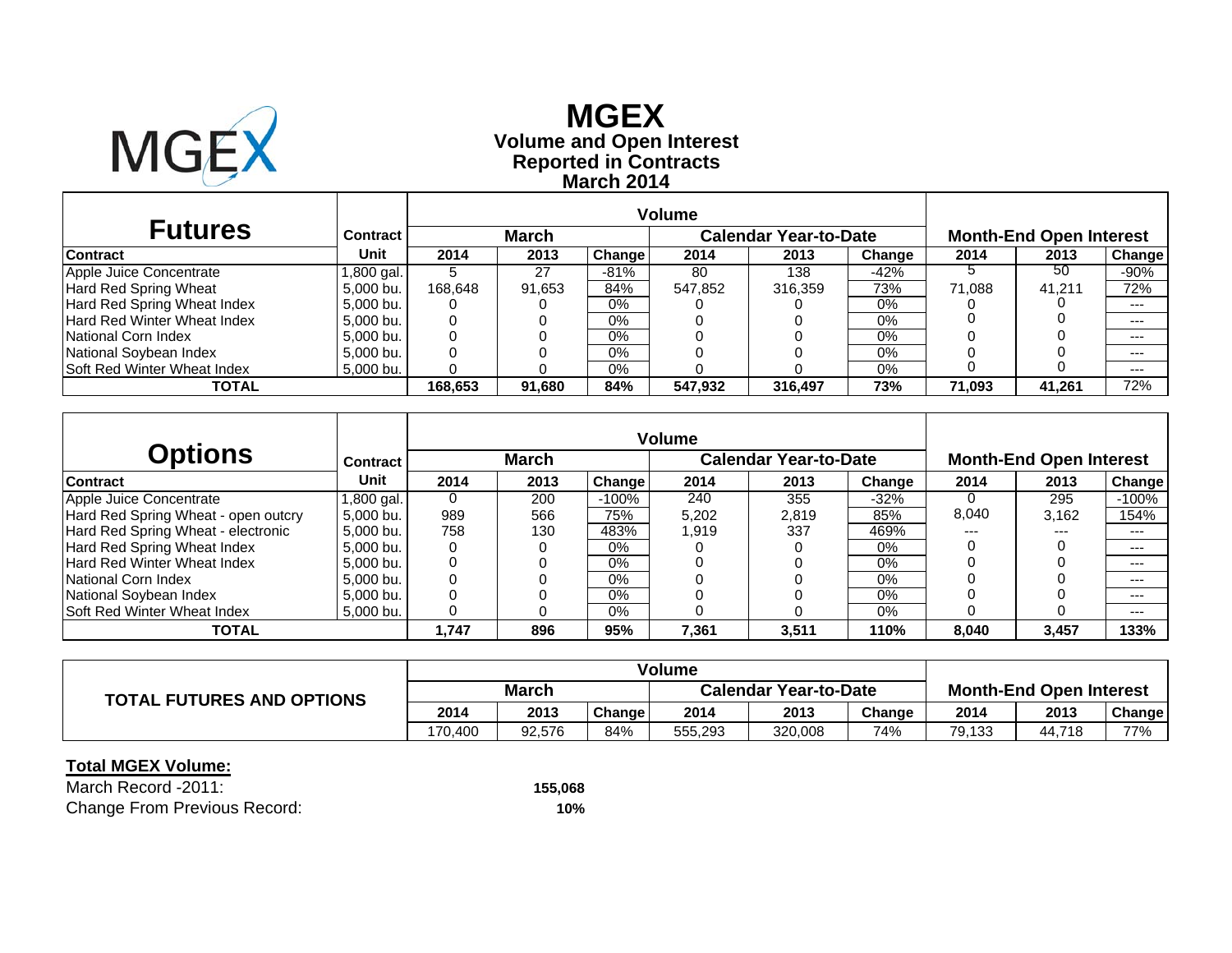# MGEX

## Volume and Open Interest
## Reported in Contracts
## March 2014

| Futures | Contract | Volume | | | | | | Month-End Open Interest | | |
|---|---|---|---|---|---|---|---|---|---|---|
| | | March | | | Calendar Year-to-Date | | | | | |
| Contract | Unit | 2014 | 2013 | Change | 2014 | 2013 | Change | 2014 | 2013 | Change |
| Apple Juice Concentrate | 1,800 gal. | 5 | 27 | -81% | 80 | 138 | -42% | 5 | 50 | -90% |
| Hard Red Spring Wheat | 5,000 bu. | 168,648 | 91,653 | 84% | 547,852 | 316,359 | 73% | 71,088 | 41,211 | 72% |
| Hard Red Spring Wheat Index | 5,000 bu. | 0 | 0 | 0% | 0 | 0 | 0% | 0 | 0 | --- |
| Hard Red Winter Wheat Index | 5,000 bu. | 0 | 0 | 0% | 0 | 0 | 0% | 0 | 0 | --- |
| National Corn Index | 5,000 bu. | 0 | 0 | 0% | 0 | 0 | 0% | 0 | 0 | --- |
| National Soybean Index | 5,000 bu. | 0 | 0 | 0% | 0 | 0 | 0% | 0 | 0 | --- |
| Soft Red Winter Wheat Index | 5,000 bu. | 0 | 0 | 0% | 0 | 0 | 0% | 0 | 0 | --- |
| **TOTAL** | | **168,653** | **91,680** | **84%** | **547,932** | **316,497** | **73%** | **71,093** | **41,261** | 72% |

| Options | Contract | Volume | | | | | | Month-End Open Interest | | |
|---|---|---|---|---|---|---|---|---|---|---|
| | | March | | | Calendar Year-to-Date | | | | | |
| Contract | Unit | 2014 | 2013 | Change | 2014 | 2013 | Change | 2014 | 2013 | Change |
| Apple Juice Concentrate | 1,800 gal. | 0 | 200 | -100% | 240 | 355 | -32% | 0 | 295 | -100% |
| Hard Red Spring Wheat - open outcry | 5,000 bu. | 989 | 566 | 75% | 5,202 | 2,819 | 85% | 8,040 | 3,162 | 154% |
| Hard Red Spring Wheat - electronic | 5,000 bu. | 758 | 130 | 483% | 1,919 | 337 | 469% | --- | --- | --- |
| Hard Red Spring Wheat Index | 5,000 bu. | 0 | 0 | 0% | 0 | 0 | 0% | 0 | 0 | --- |
| Hard Red Winter Wheat Index | 5,000 bu. | 0 | 0 | 0% | 0 | 0 | 0% | 0 | 0 | --- |
| National Corn Index | 5,000 bu. | 0 | 0 | 0% | 0 | 0 | 0% | 0 | 0 | --- |
| National Soybean Index | 5,000 bu. | 0 | 0 | 0% | 0 | 0 | 0% | 0 | 0 | --- |
| Soft Red Winter Wheat Index | 5,000 bu. | 0 | 0 | 0% | 0 | 0 | 0% | 0 | 0 | --- |
| **TOTAL** | | **1,747** | **896** | **95%** | **7,361** | **3,511** | **110%** | **8,040** | **3,457** | **133%** |

| TOTAL FUTURES AND OPTIONS | Volume | | | | | | Month-End Open Interest | | |
|---|---|---|---|---|---|---|---|---|---|
| | March | | | Calendar Year-to-Date | | | | | |
| | 2014 | 2013 | Change | 2014 | 2013 | Change | 2014 | 2013 | Change |
| | 170,400 | 92,576 | 84% | 555,293 | 320,008 | 74% | 79,133 | 44,718 | 77% |

**Total MGEX Volume:**

March Record -2011: **155,068**

Change From Previous Record: **10%**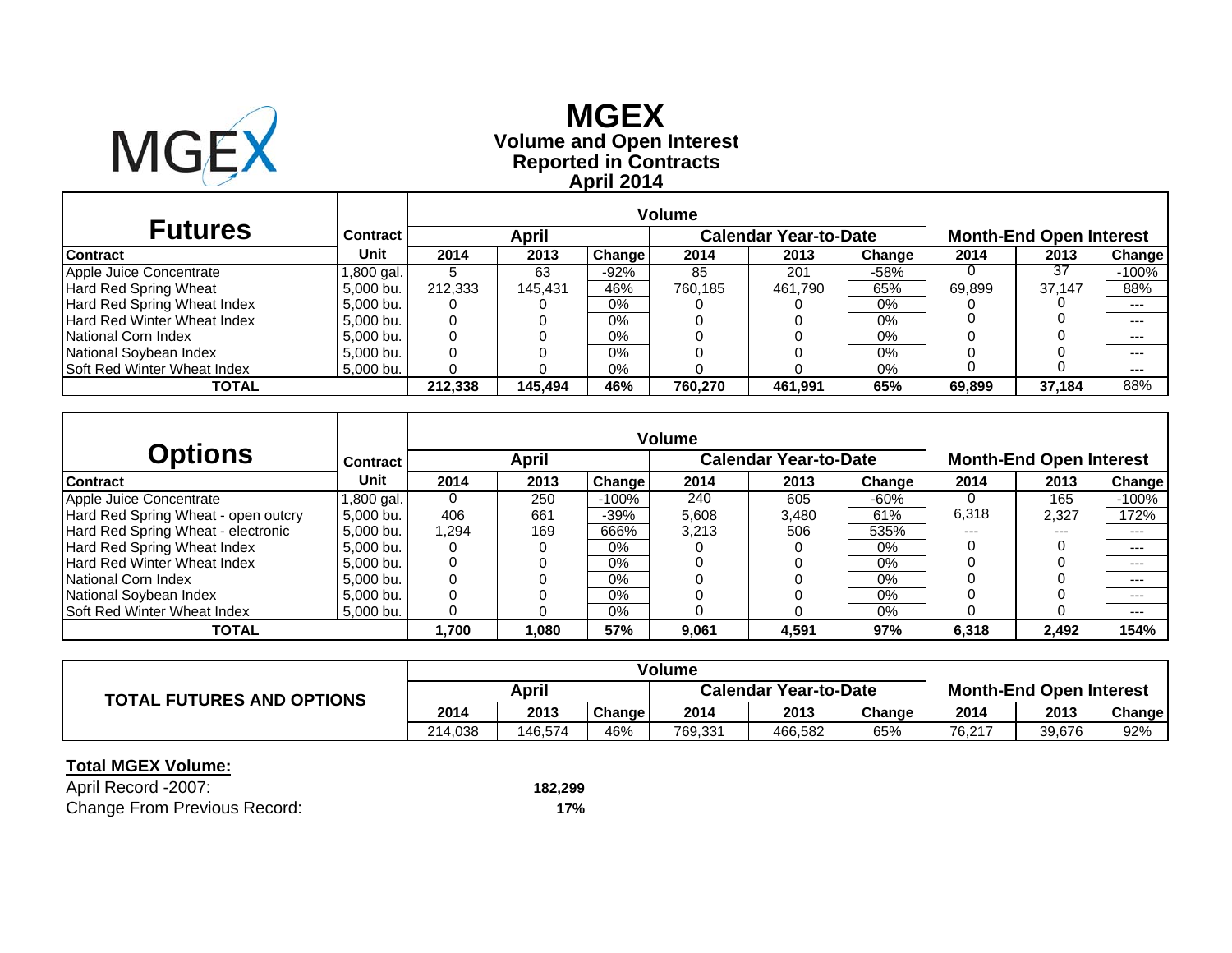# MGEX

## Volume and Open Interest
## Reported in Contracts
## April 2014

| Futures | Contract | Volume | | | | | | Month-End Open Interest | | |
|---|---|---|---|---|---|---|---|---|---|---|
| | | April | | | Calendar Year-to-Date | | | | | |
| Contract | Unit | 2014 | 2013 | Change | 2014 | 2013 | Change | 2014 | 2013 | Change |
| Apple Juice Concentrate | 1,800 gal. | 5 | 63 | -92% | 85 | 201 | -58% | 0 | 37 | -100% |
| Hard Red Spring Wheat | 5,000 bu. | 212,333 | 145,431 | 46% | 760,185 | 461,790 | 65% | 69,899 | 37,147 | 88% |
| Hard Red Spring Wheat Index | 5,000 bu. | 0 | 0 | 0% | 0 | 0 | 0% | 0 | 0 | --- |
| Hard Red Winter Wheat Index | 5,000 bu. | 0 | 0 | 0% | 0 | 0 | 0% | 0 | 0 | --- |
| National Corn Index | 5,000 bu. | 0 | 0 | 0% | 0 | 0 | 0% | 0 | 0 | --- |
| National Soybean Index | 5,000 bu. | 0 | 0 | 0% | 0 | 0 | 0% | 0 | 0 | --- |
| Soft Red Winter Wheat Index | 5,000 bu. | 0 | 0 | 0% | 0 | 0 | 0% | 0 | 0 | --- |
| **TOTAL** | | **212,338** | **145,494** | **46%** | **760,270** | **461,991** | **65%** | **69,899** | **37,184** | 88% |

| Options | Contract | Volume | | | | | | Month-End Open Interest | | |
|---|---|---|---|---|---|---|---|---|---|---|
| | | April | | | Calendar Year-to-Date | | | | | |
| Contract | Unit | 2014 | 2013 | Change | 2014 | 2013 | Change | 2014 | 2013 | Change |
| Apple Juice Concentrate | 1,800 gal. | 0 | 250 | -100% | 240 | 605 | -60% | 0 | 165 | -100% |
| Hard Red Spring Wheat - open outcry | 5,000 bu. | 406 | 661 | -39% | 5,608 | 3,480 | 61% | 6,318 | 2,327 | 172% |
| Hard Red Spring Wheat - electronic | 5,000 bu. | 1,294 | 169 | 666% | 3,213 | 506 | 535% | --- | --- | --- |
| Hard Red Spring Wheat Index | 5,000 bu. | 0 | 0 | 0% | 0 | 0 | 0% | 0 | 0 | --- |
| Hard Red Winter Wheat Index | 5,000 bu. | 0 | 0 | 0% | 0 | 0 | 0% | 0 | 0 | --- |
| National Corn Index | 5,000 bu. | 0 | 0 | 0% | 0 | 0 | 0% | 0 | 0 | --- |
| National Soybean Index | 5,000 bu. | 0 | 0 | 0% | 0 | 0 | 0% | 0 | 0 | --- |
| Soft Red Winter Wheat Index | 5,000 bu. | 0 | 0 | 0% | 0 | 0 | 0% | 0 | 0 | --- |
| **TOTAL** | | **1,700** | **1,080** | **57%** | **9,061** | **4,591** | **97%** | **6,318** | **2,492** | **154%** |

| TOTAL FUTURES AND OPTIONS | Volume | | | | | | Month-End Open Interest | | |
|---|---|---|---|---|---|---|---|---|---|
| | April | | | Calendar Year-to-Date | | | | | |
| | 2014 | 2013 | Change | 2014 | 2013 | Change | 2014 | 2013 | Change |
| | 214,038 | 146,574 | 46% | 769,331 | 466,582 | 65% | 76,217 | 39,676 | 92% |

**Total MGEX Volume:**

April Record -2007: **182,299**

Change From Previous Record: **17%**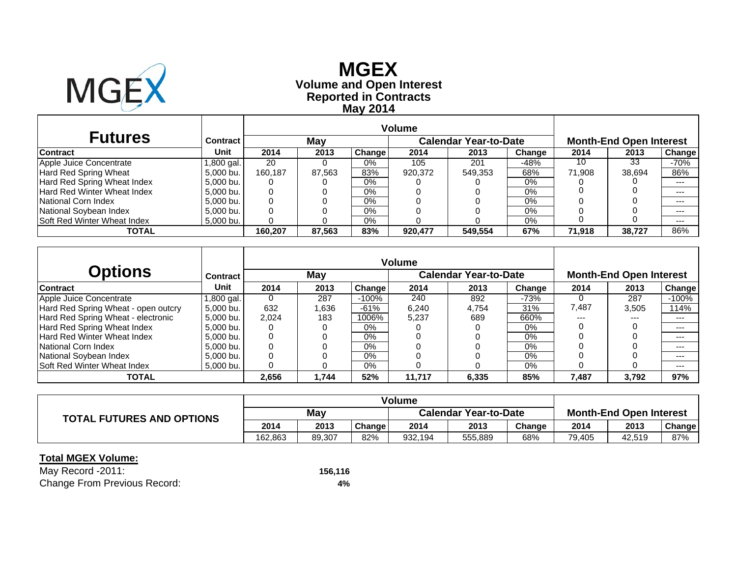# MGEX

## Volume and Open Interest
## Reported in Contracts
## May 2014

| Futures | Contract | Volume | | | | | | Month-End Open Interest | | |
|---|---|---|---|---|---|---|---|---|---|---|
| | | May | | | Calendar Year-to-Date | | | | | |
| Contract | Unit | 2014 | 2013 | Change | 2014 | 2013 | Change | 2014 | 2013 | Change |
| Apple Juice Concentrate | 1,800 gal. | 20 | 0 | 0% | 105 | 201 | -48% | 10 | 33 | -70% |
| Hard Red Spring Wheat | 5,000 bu. | 160,187 | 87,563 | 83% | 920,372 | 549,353 | 68% | 71,908 | 38,694 | 86% |
| Hard Red Spring Wheat Index | 5,000 bu. | 0 | 0 | 0% | 0 | 0 | 0% | 0 | 0 | --- |
| Hard Red Winter Wheat Index | 5,000 bu. | 0 | 0 | 0% | 0 | 0 | 0% | 0 | 0 | --- |
| National Corn Index | 5,000 bu. | 0 | 0 | 0% | 0 | 0 | 0% | 0 | 0 | --- |
| National Soybean Index | 5,000 bu. | 0 | 0 | 0% | 0 | 0 | 0% | 0 | 0 | --- |
| Soft Red Winter Wheat Index | 5,000 bu. | 0 | 0 | 0% | 0 | 0 | 0% | 0 | 0 | --- |
| **TOTAL** | | **160,207** | **87,563** | **83%** | **920,477** | **549,554** | **67%** | **71,918** | **38,727** | 86% |

| Options | Contract | Volume | | | | | | Month-End Open Interest | | |
|---|---|---|---|---|---|---|---|---|---|---|
| | | May | | | Calendar Year-to-Date | | | | | |
| Contract | Unit | 2014 | 2013 | Change | 2014 | 2013 | Change | 2014 | 2013 | Change |
| Apple Juice Concentrate | 1,800 gal. | 0 | 287 | -100% | 240 | 892 | -73% | 0 | 287 | -100% |
| Hard Red Spring Wheat - open outcry | 5,000 bu. | 632 | 1,636 | -61% | 6,240 | 4,754 | 31% | 7,487 | 3,505 | 114% |
| Hard Red Spring Wheat - electronic | 5,000 bu. | 2,024 | 183 | 1006% | 5,237 | 689 | 660% | --- | --- | --- |
| Hard Red Spring Wheat Index | 5,000 bu. | 0 | 0 | 0% | 0 | 0 | 0% | 0 | 0 | --- |
| Hard Red Winter Wheat Index | 5,000 bu. | 0 | 0 | 0% | 0 | 0 | 0% | 0 | 0 | --- |
| National Corn Index | 5,000 bu. | 0 | 0 | 0% | 0 | 0 | 0% | 0 | 0 | --- |
| National Soybean Index | 5,000 bu. | 0 | 0 | 0% | 0 | 0 | 0% | 0 | 0 | --- |
| Soft Red Winter Wheat Index | 5,000 bu. | 0 | 0 | 0% | 0 | 0 | 0% | 0 | 0 | --- |
| **TOTAL** | | **2,656** | **1,744** | **52%** | **11,717** | **6,335** | **85%** | **7,487** | **3,792** | **97%** |

| TOTAL FUTURES AND OPTIONS | Volume | | | | | | Month-End Open Interest | | |
|---|---|---|---|---|---|---|---|---|---|
| | May | | | Calendar Year-to-Date | | | | | |
| | 2014 | 2013 | Change | 2014 | 2013 | Change | 2014 | 2013 | Change |
| | 162,863 | 89,307 | 82% | 932,194 | 555,889 | 68% | 79,405 | 42,519 | 87% |

**Total MGEX Volume:**

May Record -2011: **156,116**

Change From Previous Record: **4%**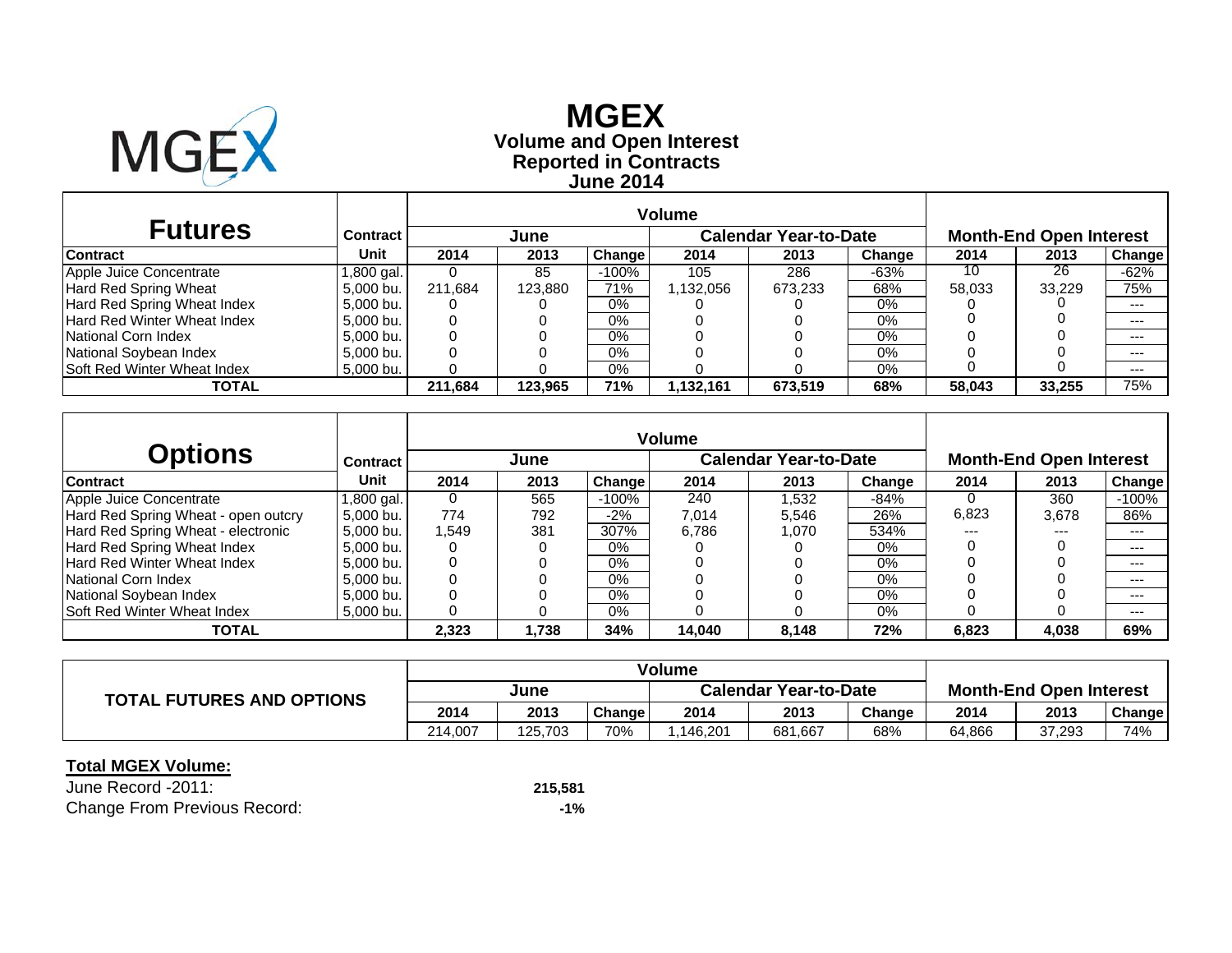# MGEX

## Volume and Open Interest
## Reported in Contracts
## June 2014

| Futures | Contract | Volume | | | | | | Month-End Open Interest | | |
|---|---|---|---|---|---|---|---|---|---|---|
| | | June | | | Calendar Year-to-Date | | | | | |
| **Contract** | **Unit** | **2014** | **2013** | **Change** | **2014** | **2013** | **Change** | **2014** | **2013** | **Change** |
| Apple Juice Concentrate | 1,800 gal. | 0 | 85 | -100% | 105 | 286 | -63% | 10 | 26 | -62% |
| Hard Red Spring Wheat | 5,000 bu. | 211,684 | 123,880 | 71% | 1,132,056 | 673,233 | 68% | 58,033 | 33,229 | 75% |
| Hard Red Spring Wheat Index | 5,000 bu. | 0 | 0 | 0% | 0 | 0 | 0% | 0 | 0 | --- |
| Hard Red Winter Wheat Index | 5,000 bu. | 0 | 0 | 0% | 0 | 0 | 0% | 0 | 0 | --- |
| National Corn Index | 5,000 bu. | 0 | 0 | 0% | 0 | 0 | 0% | 0 | 0 | --- |
| National Soybean Index | 5,000 bu. | 0 | 0 | 0% | 0 | 0 | 0% | 0 | 0 | --- |
| Soft Red Winter Wheat Index | 5,000 bu. | 0 | 0 | 0% | 0 | 0 | 0% | 0 | 0 | --- |
| **TOTAL** | | **211,684** | **123,965** | **71%** | **1,132,161** | **673,519** | **68%** | **58,043** | **33,255** | 75% |

| Options | Contract | Volume | | | | | | Month-End Open Interest | | |
|---|---|---|---|---|---|---|---|---|---|---|
| | | June | | | Calendar Year-to-Date | | | | | |
| **Contract** | **Unit** | **2014** | **2013** | **Change** | **2014** | **2013** | **Change** | **2014** | **2013** | **Change** |
| Apple Juice Concentrate | 1,800 gal. | 0 | 565 | -100% | 240 | 1,532 | -84% | 0 | 360 | -100% |
| Hard Red Spring Wheat - open outcry | 5,000 bu. | 774 | 792 | -2% | 7,014 | 5,546 | 26% | 6,823 | 3,678 | 86% |
| Hard Red Spring Wheat - electronic | 5,000 bu. | 1,549 | 381 | 307% | 6,786 | 1,070 | 534% | --- | --- | --- |
| Hard Red Spring Wheat Index | 5,000 bu. | 0 | 0 | 0% | 0 | 0 | 0% | 0 | 0 | --- |
| Hard Red Winter Wheat Index | 5,000 bu. | 0 | 0 | 0% | 0 | 0 | 0% | 0 | 0 | --- |
| National Corn Index | 5,000 bu. | 0 | 0 | 0% | 0 | 0 | 0% | 0 | 0 | --- |
| National Soybean Index | 5,000 bu. | 0 | 0 | 0% | 0 | 0 | 0% | 0 | 0 | --- |
| Soft Red Winter Wheat Index | 5,000 bu. | 0 | 0 | 0% | 0 | 0 | 0% | 0 | 0 | --- |
| **TOTAL** | | **2,323** | **1,738** | **34%** | **14,040** | **8,148** | **72%** | **6,823** | **4,038** | **69%** |

| TOTAL FUTURES AND OPTIONS | Volume | | | | | | Month-End Open Interest | | |
|---|---|---|---|---|---|---|---|---|---|
| | June | | | Calendar Year-to-Date | | | | | |
| | **2014** | **2013** | **Change** | **2014** | **2013** | **Change** | **2014** | **2013** | **Change** |
| | 214,007 | 125,703 | 70% | 1,146,201 | 681,667 | 68% | 64,866 | 37,293 | 74% |

**Total MGEX Volume:**

June Record -2011: **215,581**

Change From Previous Record: **-1%**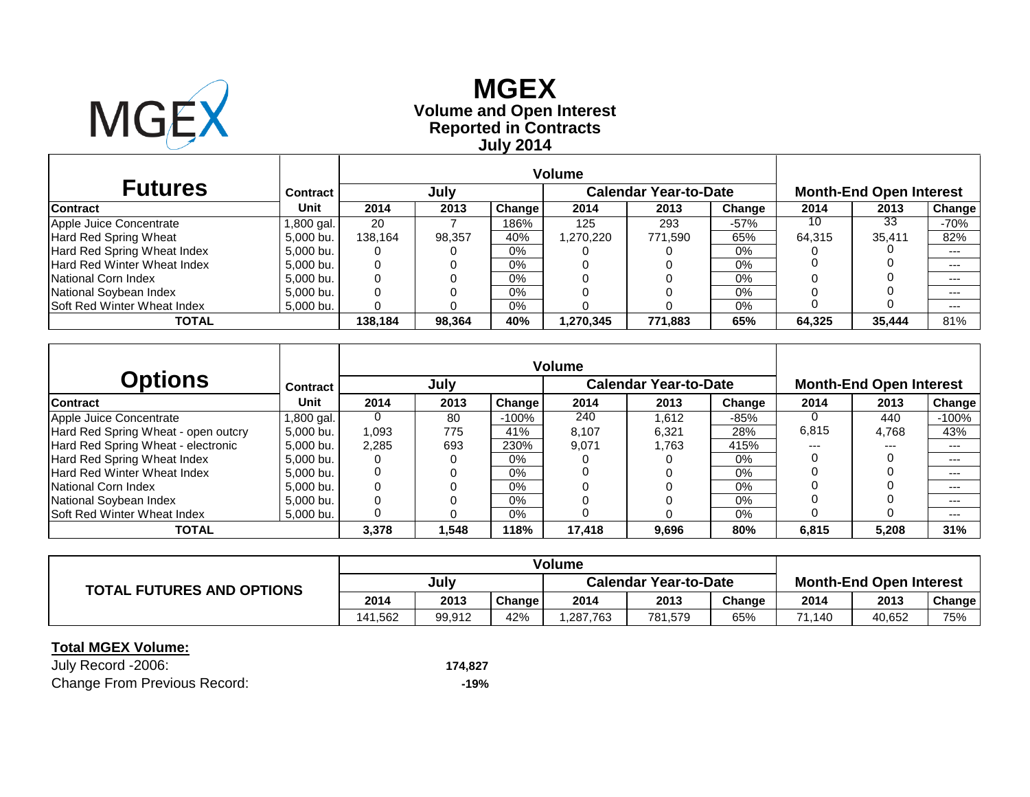# MGEX

## Volume and Open Interest Reported in Contracts July 2014

| Futures | Contract | Volume | | | | | | Month-End Open Interest | | |
|---|---|---|---|---|---|---|---|---|---|---|
| | | July | | | Calendar Year-to-Date | | | | | |
| Contract | Unit | 2014 | 2013 | Change | 2014 | 2013 | Change | 2014 | 2013 | Change |
| Apple Juice Concentrate | 1,800 gal. | 20 | 7 | 186% | 125 | 293 | -57% | 10 | 33 | -70% |
| Hard Red Spring Wheat | 5,000 bu. | 138,164 | 98,357 | 40% | 1,270,220 | 771,590 | 65% | 64,315 | 35,411 | 82% |
| Hard Red Spring Wheat Index | 5,000 bu. | 0 | 0 | 0% | 0 | 0 | 0% | 0 | 0 | --- |
| Hard Red Winter Wheat Index | 5,000 bu. | 0 | 0 | 0% | 0 | 0 | 0% | 0 | 0 | --- |
| National Corn Index | 5,000 bu. | 0 | 0 | 0% | 0 | 0 | 0% | 0 | 0 | --- |
| National Soybean Index | 5,000 bu. | 0 | 0 | 0% | 0 | 0 | 0% | 0 | 0 | --- |
| Soft Red Winter Wheat Index | 5,000 bu. | 0 | 0 | 0% | 0 | 0 | 0% | 0 | 0 | --- |
| **TOTAL** | | **138,184** | **98,364** | **40%** | **1,270,345** | **771,883** | **65%** | **64,325** | **35,444** | 81% |

| Options | Contract | Volume | | | | | | Month-End Open Interest | | |
|---|---|---|---|---|---|---|---|---|---|---|
| | | July | | | Calendar Year-to-Date | | | | | |
| Contract | Unit | 2014 | 2013 | Change | 2014 | 2013 | Change | 2014 | 2013 | Change |
| Apple Juice Concentrate | 1,800 gal. | 0 | 80 | -100% | 240 | 1,612 | -85% | 0 | 440 | -100% |
| Hard Red Spring Wheat - open outcry | 5,000 bu. | 1,093 | 775 | 41% | 8,107 | 6,321 | 28% | 6,815 | 4,768 | 43% |
| Hard Red Spring Wheat - electronic | 5,000 bu. | 2,285 | 693 | 230% | 9,071 | 1,763 | 415% | --- | --- | --- |
| Hard Red Spring Wheat Index | 5,000 bu. | 0 | 0 | 0% | 0 | 0 | 0% | 0 | 0 | --- |
| Hard Red Winter Wheat Index | 5,000 bu. | 0 | 0 | 0% | 0 | 0 | 0% | 0 | 0 | --- |
| National Corn Index | 5,000 bu. | 0 | 0 | 0% | 0 | 0 | 0% | 0 | 0 | --- |
| National Soybean Index | 5,000 bu. | 0 | 0 | 0% | 0 | 0 | 0% | 0 | 0 | --- |
| Soft Red Winter Wheat Index | 5,000 bu. | 0 | 0 | 0% | 0 | 0 | 0% | 0 | 0 | --- |
| **TOTAL** | | **3,378** | **1,548** | **118%** | **17,418** | **9,696** | **80%** | **6,815** | **5,208** | **31%** |

| TOTAL FUTURES AND OPTIONS | Volume | | | | | | Month-End Open Interest | | |
|---|---|---|---|---|---|---|---|---|---|
| | July | | | Calendar Year-to-Date | | | | | |
| | 2014 | 2013 | Change | 2014 | 2013 | Change | 2014 | 2013 | Change |
| | 141,562 | 99,912 | 42% | 1,287,763 | 781,579 | 65% | 71,140 | 40,652 | 75% |

**Total MGEX Volume:**

| | |
|---|---|
| July Record -2006: | **174,827** |
| Change From Previous Record: | **-19%** |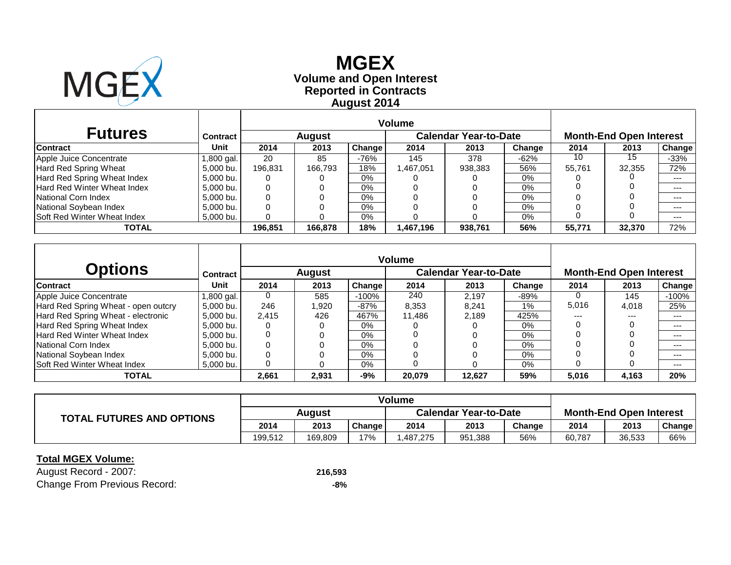# MGEX

**Volume and Open Interest**
**Reported in Contracts**
**August 2014**

| Futures | Contract | Volume | | | | | | Month-End Open Interest | | |
|---|---|---|---|---|---|---|---|---|---|---|
| | | August | | | Calendar Year-to-Date | | | | | |
| Contract | Unit | 2014 | 2013 | Change | 2014 | 2013 | Change | 2014 | 2013 | Change |
| Apple Juice Concentrate | 1,800 gal. | 20 | 85 | -76% | 145 | 378 | -62% | 10 | 15 | -33% |
| Hard Red Spring Wheat | 5,000 bu. | 196,831 | 166,793 | 18% | 1,467,051 | 938,383 | 56% | 55,761 | 32,355 | 72% |
| Hard Red Spring Wheat Index | 5,000 bu. | 0 | 0 | 0% | 0 | 0 | 0% | 0 | 0 | --- |
| Hard Red Winter Wheat Index | 5,000 bu. | 0 | 0 | 0% | 0 | 0 | 0% | 0 | 0 | --- |
| National Corn Index | 5,000 bu. | 0 | 0 | 0% | 0 | 0 | 0% | 0 | 0 | --- |
| National Soybean Index | 5,000 bu. | 0 | 0 | 0% | 0 | 0 | 0% | 0 | 0 | --- |
| Soft Red Winter Wheat Index | 5,000 bu. | 0 | 0 | 0% | 0 | 0 | 0% | 0 | 0 | --- |
| **TOTAL** | | **196,851** | **166,878** | **18%** | **1,467,196** | **938,761** | **56%** | **55,771** | **32,370** | 72% |

| Options | Contract | Volume | | | | | | Month-End Open Interest | | |
|---|---|---|---|---|---|---|---|---|---|---|
| | | August | | | Calendar Year-to-Date | | | | | |
| Contract | Unit | 2014 | 2013 | Change | 2014 | 2013 | Change | 2014 | 2013 | Change |
| Apple Juice Concentrate | 1,800 gal. | 0 | 585 | -100% | 240 | 2,197 | -89% | 0 | 145 | -100% |
| Hard Red Spring Wheat - open outcry | 5,000 bu. | 246 | 1,920 | -87% | 8,353 | 8,241 | 1% | 5,016 | 4,018 | 25% |
| Hard Red Spring Wheat - electronic | 5,000 bu. | 2,415 | 426 | 467% | 11,486 | 2,189 | 425% | --- | --- | --- |
| Hard Red Spring Wheat Index | 5,000 bu. | 0 | 0 | 0% | 0 | 0 | 0% | 0 | 0 | --- |
| Hard Red Winter Wheat Index | 5,000 bu. | 0 | 0 | 0% | 0 | 0 | 0% | 0 | 0 | --- |
| National Corn Index | 5,000 bu. | 0 | 0 | 0% | 0 | 0 | 0% | 0 | 0 | --- |
| National Soybean Index | 5,000 bu. | 0 | 0 | 0% | 0 | 0 | 0% | 0 | 0 | --- |
| Soft Red Winter Wheat Index | 5,000 bu. | 0 | 0 | 0% | 0 | 0 | 0% | 0 | 0 | --- |
| **TOTAL** | | **2,661** | **2,931** | **-9%** | **20,079** | **12,627** | **59%** | **5,016** | **4,163** | **20%** |

| TOTAL FUTURES AND OPTIONS | Volume | | | | | | Month-End Open Interest | | |
|---|---|---|---|---|---|---|---|---|---|
| | August | | | Calendar Year-to-Date | | | | | |
| | 2014 | 2013 | Change | 2014 | 2013 | Change | 2014 | 2013 | Change |
| | 199,512 | 169,809 | 17% | 1,487,275 | 951,388 | 56% | 60,787 | 36,533 | 66% |

**Total MGEX Volume:**

| | |
|---|---|
| August Record - 2007: | **216,593** |
| Change From Previous Record: | **-8%** |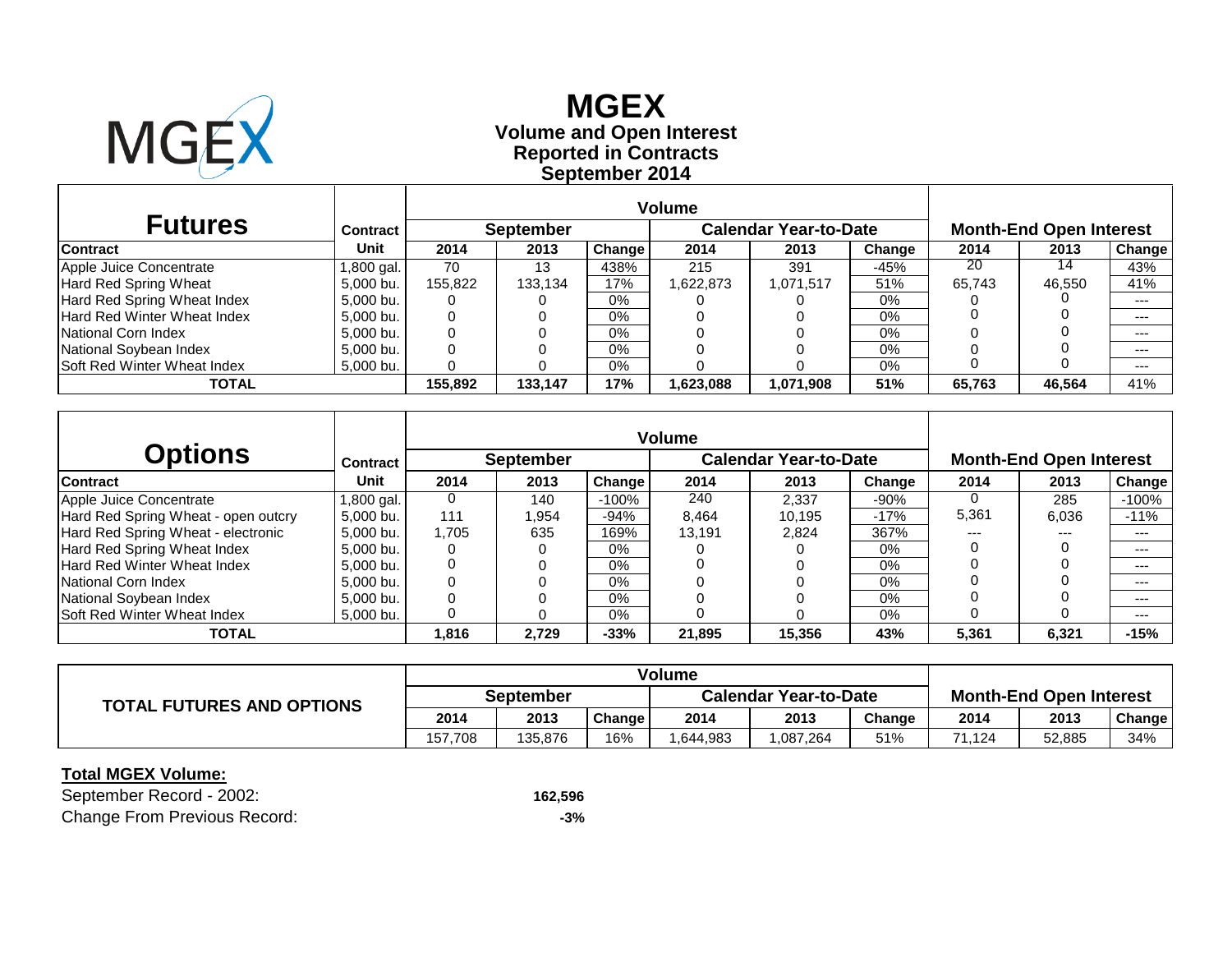# MGEX

## Volume and Open Interest
## Reported in Contracts
## September 2014

| Futures | Contract | Volume | | | | | | Month-End Open Interest | | |
|---|---|---|---|---|---|---|---|---|---|---|
| | | September | | | Calendar Year-to-Date | | | | | |
| Contract | Unit | 2014 | 2013 | Change | 2014 | 2013 | Change | 2014 | 2013 | Change |
| Apple Juice Concentrate | 1,800 gal. | 70 | 13 | 438% | 215 | 391 | -45% | 20 | 14 | 43% |
| Hard Red Spring Wheat | 5,000 bu. | 155,822 | 133,134 | 17% | 1,622,873 | 1,071,517 | 51% | 65,743 | 46,550 | 41% |
| Hard Red Spring Wheat Index | 5,000 bu. | 0 | 0 | 0% | 0 | 0 | 0% | 0 | 0 | --- |
| Hard Red Winter Wheat Index | 5,000 bu. | 0 | 0 | 0% | 0 | 0 | 0% | 0 | 0 | --- |
| National Corn Index | 5,000 bu. | 0 | 0 | 0% | 0 | 0 | 0% | 0 | 0 | --- |
| National Soybean Index | 5,000 bu. | 0 | 0 | 0% | 0 | 0 | 0% | 0 | 0 | --- |
| Soft Red Winter Wheat Index | 5,000 bu. | 0 | 0 | 0% | 0 | 0 | 0% | 0 | 0 | --- |
| **TOTAL** | | **155,892** | **133,147** | **17%** | **1,623,088** | **1,071,908** | **51%** | **65,763** | **46,564** | 41% |

| Options | Contract | Volume | | | | | | Month-End Open Interest | | |
|---|---|---|---|---|---|---|---|---|---|---|
| | | September | | | Calendar Year-to-Date | | | | | |
| Contract | Unit | 2014 | 2013 | Change | 2014 | 2013 | Change | 2014 | 2013 | Change |
| Apple Juice Concentrate | 1,800 gal. | 0 | 140 | -100% | 240 | 2,337 | -90% | 0 | 285 | -100% |
| Hard Red Spring Wheat - open outcry | 5,000 bu. | 111 | 1,954 | -94% | 8,464 | 10,195 | -17% | 5,361 | 6,036 | -11% |
| Hard Red Spring Wheat - electronic | 5,000 bu. | 1,705 | 635 | 169% | 13,191 | 2,824 | 367% | --- | --- | --- |
| Hard Red Spring Wheat Index | 5,000 bu. | 0 | 0 | 0% | 0 | 0 | 0% | 0 | 0 | --- |
| Hard Red Winter Wheat Index | 5,000 bu. | 0 | 0 | 0% | 0 | 0 | 0% | 0 | 0 | --- |
| National Corn Index | 5,000 bu. | 0 | 0 | 0% | 0 | 0 | 0% | 0 | 0 | --- |
| National Soybean Index | 5,000 bu. | 0 | 0 | 0% | 0 | 0 | 0% | 0 | 0 | --- |
| Soft Red Winter Wheat Index | 5,000 bu. | 0 | 0 | 0% | 0 | 0 | 0% | 0 | 0 | --- |
| **TOTAL** | | **1,816** | **2,729** | **-33%** | **21,895** | **15,356** | **43%** | **5,361** | **6,321** | **-15%** |

| TOTAL FUTURES AND OPTIONS | Volume | | | | | | Month-End Open Interest | | |
|---|---|---|---|---|---|---|---|---|---|
| | September | | | Calendar Year-to-Date | | | | | |
| | 2014 | 2013 | Change | 2014 | 2013 | Change | 2014 | 2013 | Change |
| | 157,708 | 135,876 | 16% | 1,644,983 | 1,087,264 | 51% | 71,124 | 52,885 | 34% |

**Total MGEX Volume:**

| | |
|---|---|
| September Record - 2002: | **162,596** |
| Change From Previous Record: | **-3%** |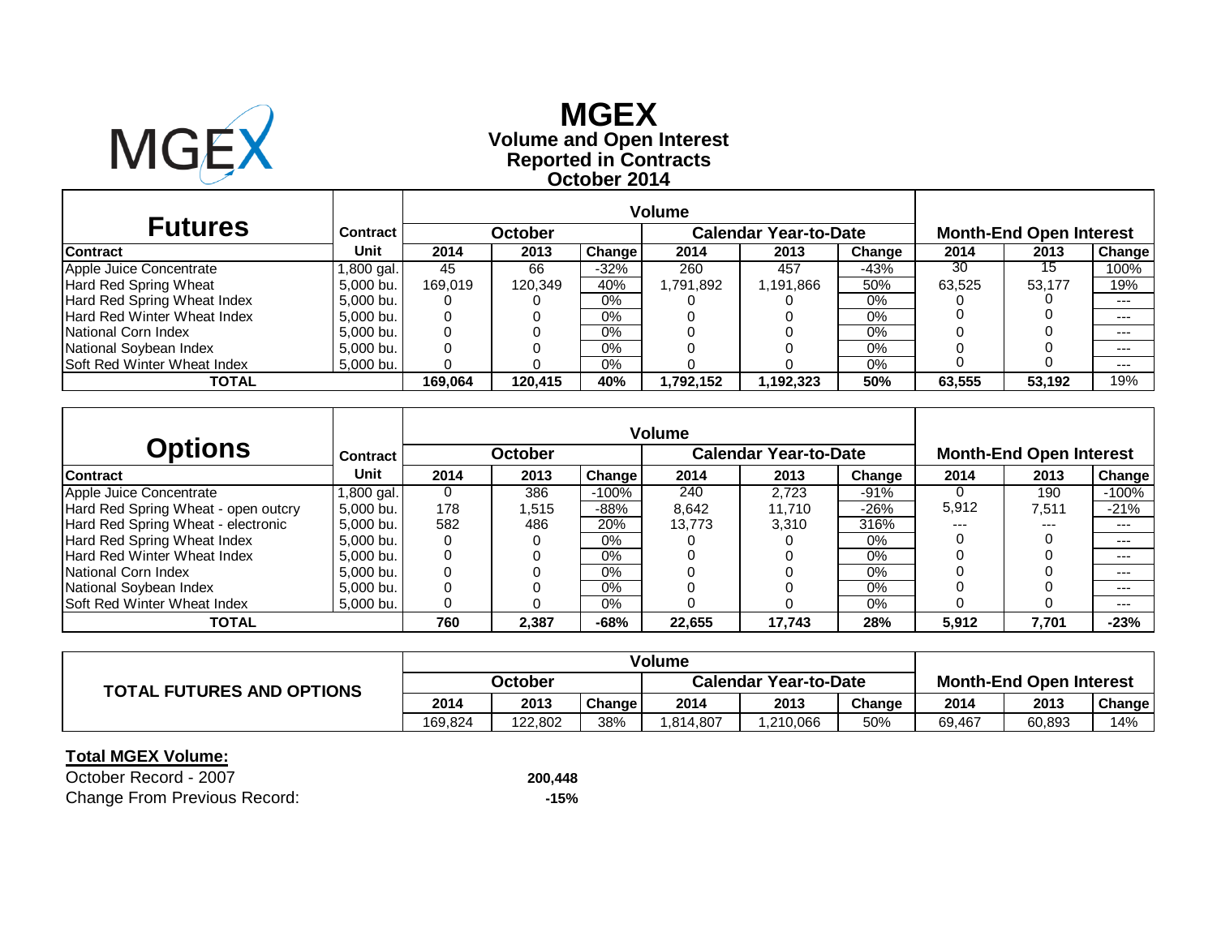# MGEX

**Volume and Open Interest**
**Reported in Contracts**
**October 2014**

| Futures | Contract | Volume | | | | | | Month-End Open Interest | | |
|---|---|---|---|---|---|---|---|---|---|---|
| | | October | | | Calendar Year-to-Date | | | | | |
| Contract | Unit | 2014 | 2013 | Change | 2014 | 2013 | Change | 2014 | 2013 | Change |
| Apple Juice Concentrate | 1,800 gal. | 45 | 66 | -32% | 260 | 457 | -43% | 30 | 15 | 100% |
| Hard Red Spring Wheat | 5,000 bu. | 169,019 | 120,349 | 40% | 1,791,892 | 1,191,866 | 50% | 63,525 | 53,177 | 19% |
| Hard Red Spring Wheat Index | 5,000 bu. | 0 | 0 | 0% | 0 | 0 | 0% | 0 | 0 | --- |
| Hard Red Winter Wheat Index | 5,000 bu. | 0 | 0 | 0% | 0 | 0 | 0% | 0 | 0 | --- |
| National Corn Index | 5,000 bu. | 0 | 0 | 0% | 0 | 0 | 0% | 0 | 0 | --- |
| National Soybean Index | 5,000 bu. | 0 | 0 | 0% | 0 | 0 | 0% | 0 | 0 | --- |
| Soft Red Winter Wheat Index | 5,000 bu. | 0 | 0 | 0% | 0 | 0 | 0% | 0 | 0 | --- |
| **TOTAL** | | **169,064** | **120,415** | **40%** | **1,792,152** | **1,192,323** | **50%** | **63,555** | **53,192** | 19% |

| Options | Contract | Volume | | | | | | Month-End Open Interest | | |
|---|---|---|---|---|---|---|---|---|---|---|
| | | October | | | Calendar Year-to-Date | | | | | |
| Contract | Unit | 2014 | 2013 | Change | 2014 | 2013 | Change | 2014 | 2013 | Change |
| Apple Juice Concentrate | 1,800 gal. | 0 | 386 | -100% | 240 | 2,723 | -91% | 0 | 190 | -100% |
| Hard Red Spring Wheat - open outcry | 5,000 bu. | 178 | 1,515 | -88% | 8,642 | 11,710 | -26% | 5,912 | 7,511 | -21% |
| Hard Red Spring Wheat - electronic | 5,000 bu. | 582 | 486 | 20% | 13,773 | 3,310 | 316% | --- | --- | --- |
| Hard Red Spring Wheat Index | 5,000 bu. | 0 | 0 | 0% | 0 | 0 | 0% | 0 | 0 | --- |
| Hard Red Winter Wheat Index | 5,000 bu. | 0 | 0 | 0% | 0 | 0 | 0% | 0 | 0 | --- |
| National Corn Index | 5,000 bu. | 0 | 0 | 0% | 0 | 0 | 0% | 0 | 0 | --- |
| National Soybean Index | 5,000 bu. | 0 | 0 | 0% | 0 | 0 | 0% | 0 | 0 | --- |
| Soft Red Winter Wheat Index | 5,000 bu. | 0 | 0 | 0% | 0 | 0 | 0% | 0 | 0 | --- |
| **TOTAL** | | **760** | **2,387** | **-68%** | **22,655** | **17,743** | **28%** | **5,912** | **7,701** | **-23%** |

| TOTAL FUTURES AND OPTIONS | Volume | | | | | | Month-End Open Interest | | |
|---|---|---|---|---|---|---|---|---|---|
| | October | | | Calendar Year-to-Date | | | | | |
| | 2014 | 2013 | Change | 2014 | 2013 | Change | 2014 | 2013 | Change |
| | 169,824 | 122,802 | 38% | 1,814,807 | 1,210,066 | 50% | 69,467 | 60,893 | 14% |

**Total MGEX Volume:**

October Record - 2007 **200,448**

Change From Previous Record: **-15%**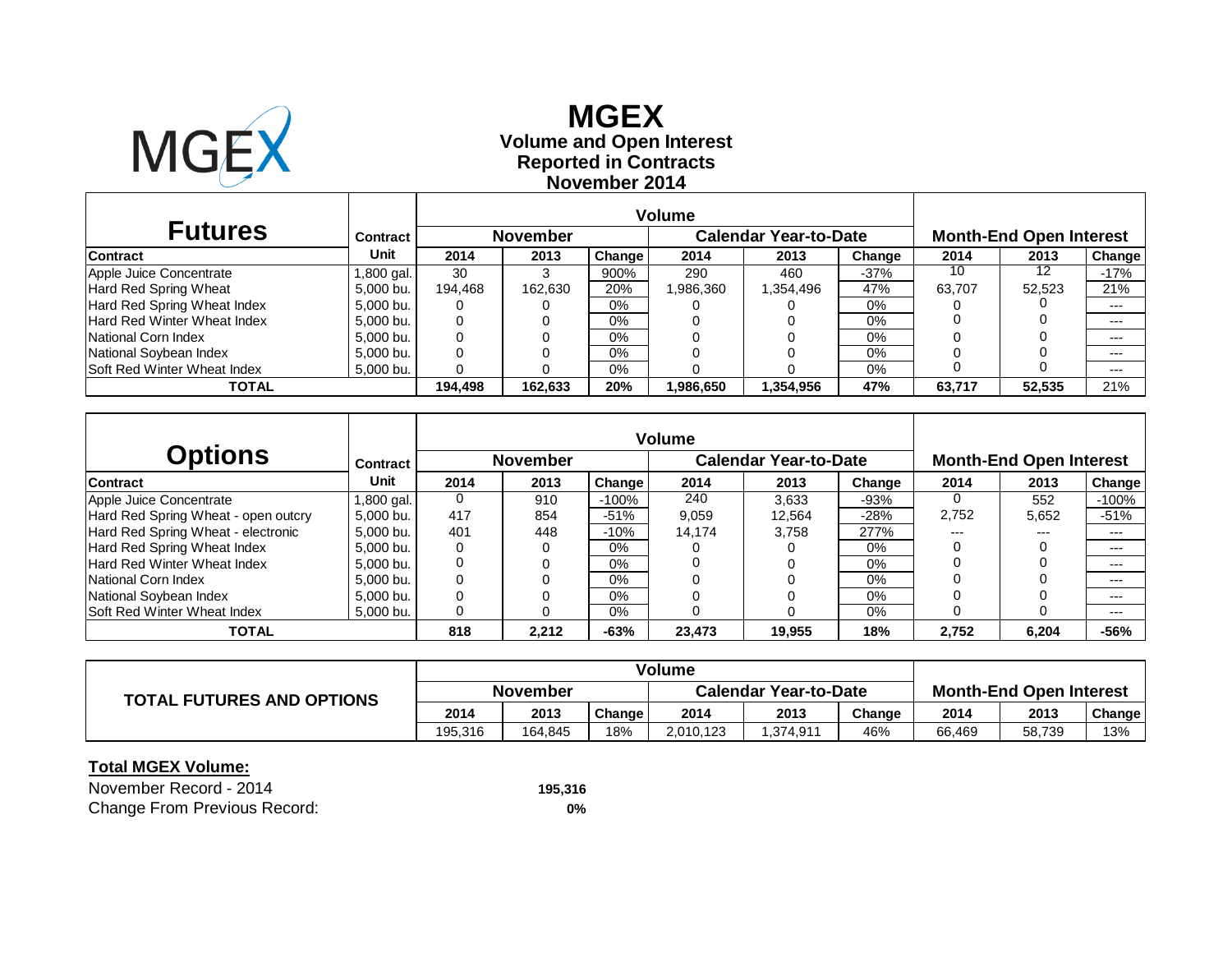# MGEX

## Volume and Open Interest
## Reported in Contracts
## November 2014

| Futures | Contract | Volume | | | | | | Month-End Open Interest | | |
|---|---|---|---|---|---|---|---|---|---|---|
| | | November | | | Calendar Year-to-Date | | | | | |
| Contract | Unit | 2014 | 2013 | Change | 2014 | 2013 | Change | 2014 | 2013 | Change |
| Apple Juice Concentrate | 1,800 gal. | 30 | 3 | 900% | 290 | 460 | -37% | 10 | 12 | -17% |
| Hard Red Spring Wheat | 5,000 bu. | 194,468 | 162,630 | 20% | 1,986,360 | 1,354,496 | 47% | 63,707 | 52,523 | 21% |
| Hard Red Spring Wheat Index | 5,000 bu. | 0 | 0 | 0% | 0 | 0 | 0% | 0 | 0 | --- |
| Hard Red Winter Wheat Index | 5,000 bu. | 0 | 0 | 0% | 0 | 0 | 0% | 0 | 0 | --- |
| National Corn Index | 5,000 bu. | 0 | 0 | 0% | 0 | 0 | 0% | 0 | 0 | --- |
| National Soybean Index | 5,000 bu. | 0 | 0 | 0% | 0 | 0 | 0% | 0 | 0 | --- |
| Soft Red Winter Wheat Index | 5,000 bu. | 0 | 0 | 0% | 0 | 0 | 0% | 0 | 0 | --- |
| **TOTAL** | | **194,498** | **162,633** | **20%** | **1,986,650** | **1,354,956** | **47%** | **63,717** | **52,535** | 21% |

| Options | Contract | Volume | | | | | | Month-End Open Interest | | |
|---|---|---|---|---|---|---|---|---|---|---|
| | | November | | | Calendar Year-to-Date | | | | | |
| Contract | Unit | 2014 | 2013 | Change | 2014 | 2013 | Change | 2014 | 2013 | Change |
| Apple Juice Concentrate | 1,800 gal. | 0 | 910 | -100% | 240 | 3,633 | -93% | 0 | 552 | -100% |
| Hard Red Spring Wheat - open outcry | 5,000 bu. | 417 | 854 | -51% | 9,059 | 12,564 | -28% | 2,752 | 5,652 | -51% |
| Hard Red Spring Wheat - electronic | 5,000 bu. | 401 | 448 | -10% | 14,174 | 3,758 | 277% | --- | --- | --- |
| Hard Red Spring Wheat Index | 5,000 bu. | 0 | 0 | 0% | 0 | 0 | 0% | 0 | 0 | --- |
| Hard Red Winter Wheat Index | 5,000 bu. | 0 | 0 | 0% | 0 | 0 | 0% | 0 | 0 | --- |
| National Corn Index | 5,000 bu. | 0 | 0 | 0% | 0 | 0 | 0% | 0 | 0 | --- |
| National Soybean Index | 5,000 bu. | 0 | 0 | 0% | 0 | 0 | 0% | 0 | 0 | --- |
| Soft Red Winter Wheat Index | 5,000 bu. | 0 | 0 | 0% | 0 | 0 | 0% | 0 | 0 | --- |
| **TOTAL** | | **818** | **2,212** | **-63%** | **23,473** | **19,955** | **18%** | **2,752** | **6,204** | **-56%** |

| TOTAL FUTURES AND OPTIONS | Volume | | | | | | Month-End Open Interest | | |
|---|---|---|---|---|---|---|---|---|---|
| | November | | | Calendar Year-to-Date | | | | | |
| | 2014 | 2013 | Change | 2014 | 2013 | Change | 2014 | 2013 | Change |
| | 195,316 | 164,845 | 18% | 2,010,123 | 1,374,911 | 46% | 66,469 | 58,739 | 13% |

**Total MGEX Volume:**

November Record - 2014 **195,316**

Change From Previous Record: **0%**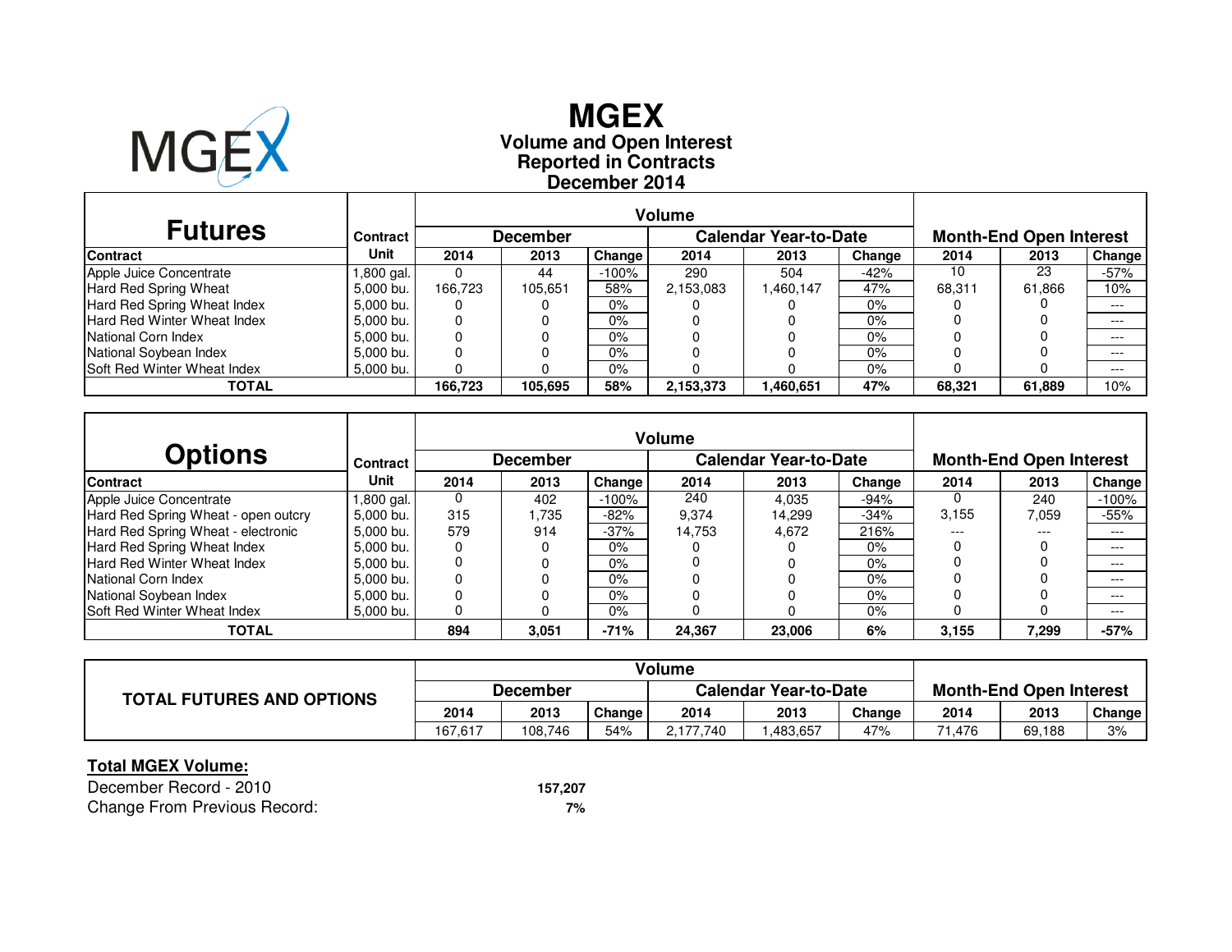# MGEX

## Volume and Open Interest
## Reported in Contracts
## December 2014

| Futures | | Volume | | | | | | Month-End Open Interest | | |
|---|---|---|---|---|---|---|---|---|---|---|
| | Contract | December | | | Calendar Year-to-Date | | | | | |
| Contract | Unit | 2014 | 2013 | Change | 2014 | 2013 | Change | 2014 | 2013 | Change |
| Apple Juice Concentrate | 1,800 gal. | 0 | 44 | -100% | 290 | 504 | -42% | 10 | 23 | -57% |
| Hard Red Spring Wheat | 5,000 bu. | 166,723 | 105,651 | 58% | 2,153,083 | 1,460,147 | 47% | 68,311 | 61,866 | 10% |
| Hard Red Spring Wheat Index | 5,000 bu. | 0 | 0 | 0% | 0 | 0 | 0% | 0 | 0 | --- |
| Hard Red Winter Wheat Index | 5,000 bu. | 0 | 0 | 0% | 0 | 0 | 0% | 0 | 0 | --- |
| National Corn Index | 5,000 bu. | 0 | 0 | 0% | 0 | 0 | 0% | 0 | 0 | --- |
| National Soybean Index | 5,000 bu. | 0 | 0 | 0% | 0 | 0 | 0% | 0 | 0 | --- |
| Soft Red Winter Wheat Index | 5,000 bu. | 0 | 0 | 0% | 0 | 0 | 0% | 0 | 0 | --- |
| **TOTAL** | | **166,723** | **105,695** | **58%** | **2,153,373** | **1,460,651** | **47%** | **68,321** | **61,889** | 10% |

| Options | | Volume | | | | | | Month-End Open Interest | | |
|---|---|---|---|---|---|---|---|---|---|---|
| | Contract | December | | | Calendar Year-to-Date | | | | | |
| Contract | Unit | 2014 | 2013 | Change | 2014 | 2013 | Change | 2014 | 2013 | Change |
| Apple Juice Concentrate | 1,800 gal. | 0 | 402 | -100% | 240 | 4,035 | -94% | 0 | 240 | -100% |
| Hard Red Spring Wheat - open outcry | 5,000 bu. | 315 | 1,735 | -82% | 9,374 | 14,299 | -34% | 3,155 | 7,059 | -55% |
| Hard Red Spring Wheat - electronic | 5,000 bu. | 579 | 914 | -37% | 14,753 | 4,672 | 216% | --- | --- | --- |
| Hard Red Spring Wheat Index | 5,000 bu. | 0 | 0 | 0% | 0 | 0 | 0% | 0 | 0 | --- |
| Hard Red Winter Wheat Index | 5,000 bu. | 0 | 0 | 0% | 0 | 0 | 0% | 0 | 0 | --- |
| National Corn Index | 5,000 bu. | 0 | 0 | 0% | 0 | 0 | 0% | 0 | 0 | --- |
| National Soybean Index | 5,000 bu. | 0 | 0 | 0% | 0 | 0 | 0% | 0 | 0 | --- |
| Soft Red Winter Wheat Index | 5,000 bu. | 0 | 0 | 0% | 0 | 0 | 0% | 0 | 0 | --- |
| **TOTAL** | | **894** | **3,051** | **-71%** | **24,367** | **23,006** | **6%** | **3,155** | **7,299** | **-57%** |

| TOTAL FUTURES AND OPTIONS | Volume | | | | | | Month-End Open Interest | | |
|---|---|---|---|---|---|---|---|---|---|
| | December | | | Calendar Year-to-Date | | | | | |
| | 2014 | 2013 | Change | 2014 | 2013 | Change | 2014 | 2013 | Change |
| | 167,617 | 108,746 | 54% | 2,177,740 | 1,483,657 | 47% | 71,476 | 69,188 | 3% |

**Total MGEX Volume:**

| | |
|---|---|
| December Record - 2010 | **157,207** |
| Change From Previous Record: | **7%** |